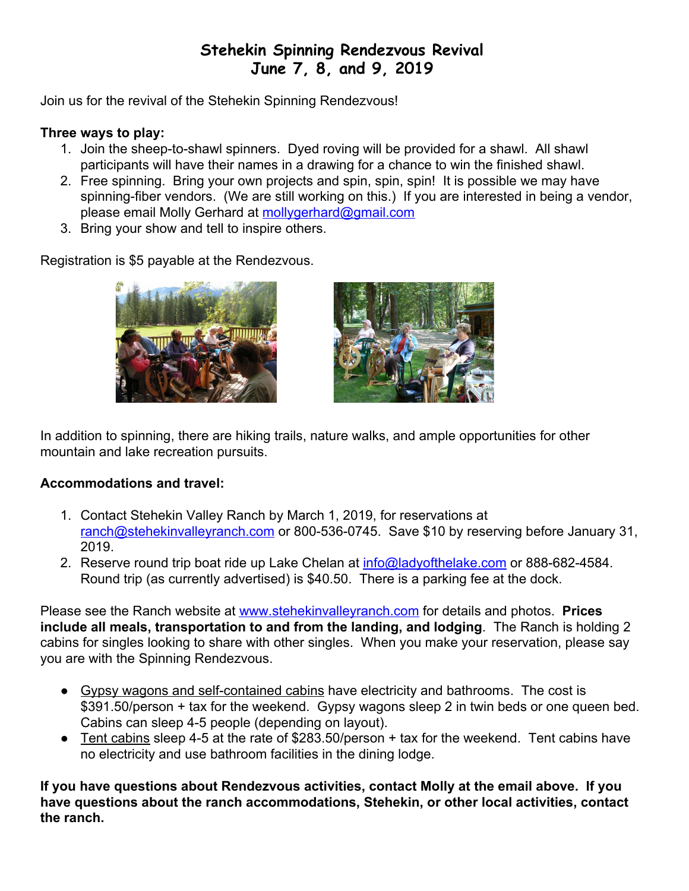# Stehekin Spinning Rendezvous Revival
# June 7, 8, and 9, 2019

Join us for the revival of the Stehekin Spinning Rendezvous!

**Three ways to play:**

1. Join the sheep-to-shawl spinners. Dyed roving will be provided for a shawl. All shawl participants will have their names in a drawing for a chance to win the finished shawl.
2. Free spinning. Bring your own projects and spin, spin, spin! It is possible we may have spinning-fiber vendors. (We are still working on this.) If you are interested in being a vendor, please email Molly Gerhard at mollygerhard@gmail.com
3. Bring your show and tell to inspire others.

Registration is $5 payable at the Rendezvous.

In addition to spinning, there are hiking trails, nature walks, and ample opportunities for other mountain and lake recreation pursuits.

**Accommodations and travel:**

1. Contact Stehekin Valley Ranch by March 1, 2019, for reservations at ranch@stehekinvalleyranch.com or 800-536-0745. Save $10 by reserving before January 31, 2019.
2. Reserve round trip boat ride up Lake Chelan at info@ladyofthelake.com or 888-682-4584. Round trip (as currently advertised) is $40.50. There is a parking fee at the dock.

Please see the Ranch website at www.stehekinvalleyranch.com for details and photos. **Prices include all meals, transportation to and from the landing, and lodging**. The Ranch is holding 2 cabins for singles looking to share with other singles. When you make your reservation, please say you are with the Spinning Rendezvous.

- Gypsy wagons and self-contained cabins have electricity and bathrooms. The cost is $391.50/person + tax for the weekend. Gypsy wagons sleep 2 in twin beds or one queen bed. Cabins can sleep 4-5 people (depending on layout).
- Tent cabins sleep 4-5 at the rate of $283.50/person + tax for the weekend. Tent cabins have no electricity and use bathroom facilities in the dining lodge.

**If you have questions about Rendezvous activities, contact Molly at the email above. If you have questions about the ranch accommodations, Stehekin, or other local activities, contact the ranch.**